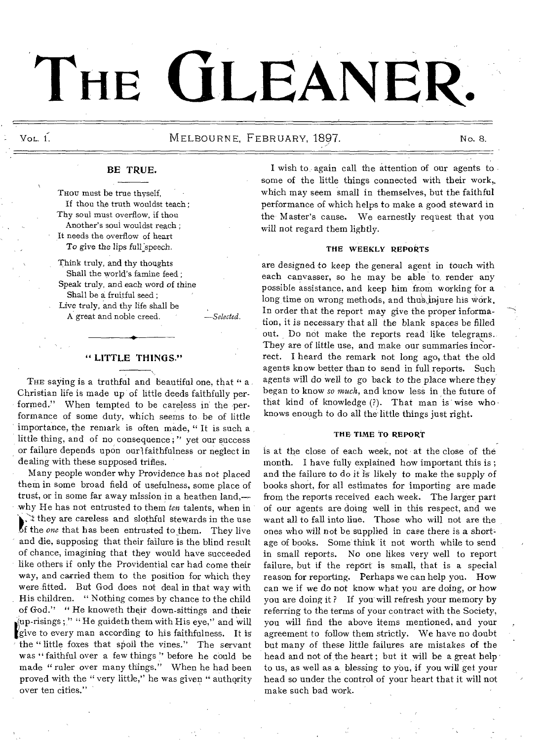# THE GLEANER.

VOL. 1. MELBOURNE, FEBRUARY, 1897. No. 8.

## BE TRUE.

THOU must be true thyself,
If thou the truth wouldst teach;
Thy soul must overflow, if thou
Another's soul wouldst reach;
It needs the overflow of heart
To give the lips full speech.

Think truly, and thy thoughts
Shall the world's famine feed;
Speak truly, and each word of thine
Shall be a fruitful seed;
Live truly, and thy life shall be
A great and noble creed.

—*Selected.*

## "LITTLE THINGS."

THE saying is a truthful and beautiful one, that "a Christian life is made up of little deeds faithfully performed." When tempted to be careless in the performance of some duty, which seems to be of little importance, the remark is often made, "It is such a little thing, and of no consequence;" yet our success or failure depends upon our faithfulness or neglect in dealing with these supposed trifles.

Many people wonder why Providence has not placed them in some broad field of usefulness, some place of trust, or in some far away mission in a heathen land,—why He has not entrusted to them *ten* talents, when in fact they are careless and slothful stewards in the use of the *one* that has been entrusted to them. They live and die, supposing that their failure is the blind result of chance, imagining that they would have succeeded like others if only the Providential car had come their way, and carried them to the position for which they were fitted. But God does not deal in that way with His children. "Nothing comes by chance to the child of God." "He knoweth their down-sittings and their up-risings;" "He guideth them with His eye," and will give to every man according to his faithfulness. It is the "little foxes that spoil the vines." The servant was "faithful over a few things" before he could be made "ruler over many things." When he had been proved with the "very little," he was given "authority over ten cities."

I wish to again call the attention of our agents to some of the little things connected with their work, which may seem small in themselves, but the faithful performance of which helps to make a good steward in the Master's cause. We earnestly request that you will not regard them lightly.

### THE WEEKLY REPORTS

are designed to keep the general agent in touch with each canvasser, so he may be able to render any possible assistance, and keep him from working for a long time on wrong methods, and thus injure his work. In order that the report may give the proper information, it is necessary that all the blank spaces be filled out. Do not make the reports read like telegrams. They are of little use, and make our summaries incorrect. I heard the remark not long ago, that the old agents know better than to send in full reports. Such agents will do well to go back to the place where they began to know *so much*, and know less in the future of that kind of knowledge (?). That man is wise who knows enough to do all the little things just right.

### THE TIME TO REPORT

is at the close of each week, not at the close of the month. I have fully explained how important this is; and the failure to do it is likely to make the supply of books short, for all estimates for importing are made from the reports received each week. The larger part of our agents are doing well in this respect, and we want all to fall into line. Those who will not are the ones who will not be supplied in case there is a shortage of books. Some think it not worth while to send in small reports. No one likes very well to report failure, but if the report is small, that is a special reason for reporting. Perhaps we can help you. How can we if we do not know what you are doing, or how you are doing it? If you will refresh your memory by referring to the terms of your contract with the Society, you will find the above items mentioned, and your agreement to follow them strictly. We have no doubt but many of these little failures are mistakes of the head and not of the heart; but it will be a great help to us, as well as a blessing to you, if you will get your head so under the control of your heart that it will not make such bad work.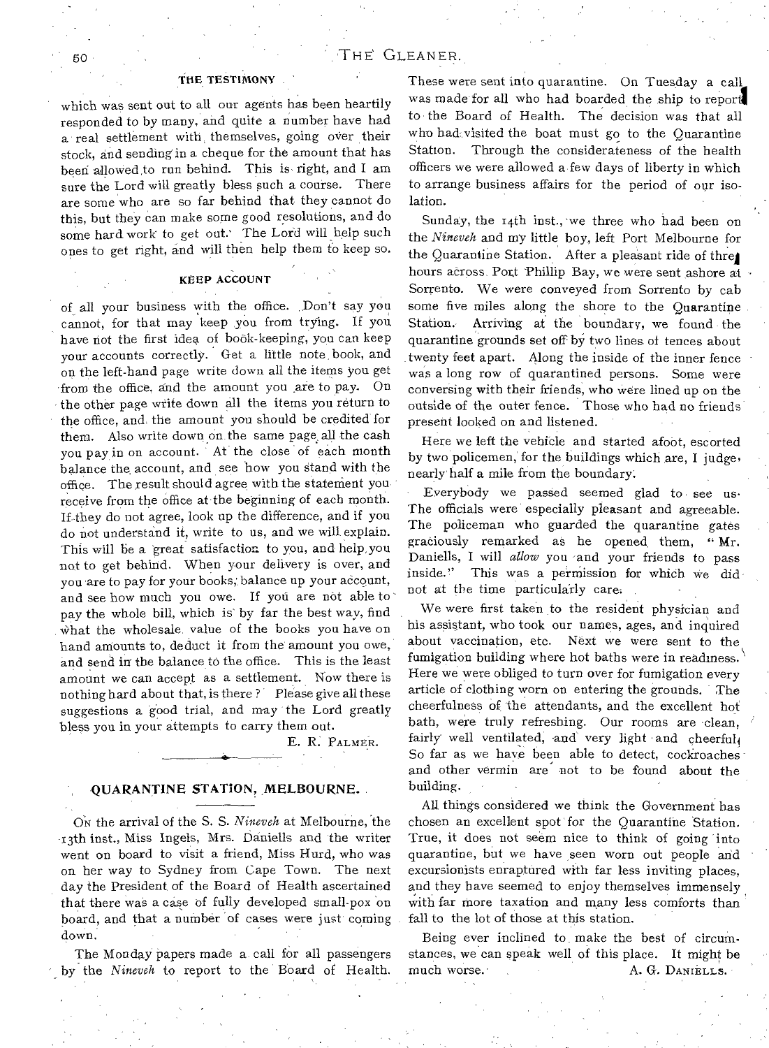### THE TESTIMONY

which was sent out to all our agents has been heartily responded to by many, and quite a number have had a real settlement with themselves, going over their stock, and sending in a cheque for the amount that has been allowed to run behind. This is right, and I am sure the Lord will greatly bless such a course. There are some who are so far behind that they cannot do this, but they can make some good resolutions, and do some hard work to get out. The Lord will help such ones to get right, and will then help them to keep so.

### KEEP ACCOUNT

of all your business with the office. Don't say you cannot, for that may keep you from trying. If you have not the first idea of book-keeping, you can keep your accounts correctly. Get a little note book, and on the left-hand page write down all the items you get from the office, and the amount you are to pay. On the other page write down all the items you return to the office, and the amount you should be credited for them. Also write down on the same page all the cash you pay in on account. At the close of each month balance the account, and see how you stand with the office. The result should agree with the statement you receive from the office at the beginning of each month. If they do not agree, look up the difference, and if you do not understand it, write to us, and we will explain. This will be a great satisfaction to you, and help you not to get behind. When your delivery is over, and you are to pay for your books, balance up your account, and see how much you owe. If you are not able to pay the whole bill, which is by far the best way, find what the wholesale value of the books you have on hand amounts to, deduct it from the amount you owe, and send in the balance to the office. This is the least amount we can accept as a settlement. Now there is nothing hard about that, is there? Please give all these suggestions a good trial, and may the Lord greatly bless you in your attempts to carry them out.

E. R. PALMER.

## QUARANTINE STATION, MELBOURNE.

On the arrival of the S. S. *Nineveh* at Melbourne, the 13th inst., Miss Ingels, Mrs. Daniells and the writer went on board to visit a friend, Miss Hurd, who was on her way to Sydney from Cape Town. The next day the President of the Board of Health ascertained that there was a case of fully developed small-pox on board, and that a number of cases were just coming down.

The Monday papers made a call for all passengers by the *Nineveh* to report to the Board of Health. These were sent into quarantine. On Tuesday a call was made for all who had boarded the ship to report to the Board of Health. The decision was that all who had visited the boat must go to the Quarantine Station. Through the considerateness of the health officers we were allowed a few days of liberty in which to arrange business affairs for the period of our isolation.

Sunday, the 14th inst., we three who had been on the *Nineveh* and my little boy, left Port Melbourne for the Quarantine Station. After a pleasant ride of three hours across Port Phillip Bay, we were sent ashore at Sorrento. We were conveyed from Sorrento by cab some five miles along the shore to the Quarantine Station. Arriving at the boundary, we found the quarantine grounds set off by two lines of fences about twenty feet apart. Along the inside of the inner fence was a long row of quarantined persons. Some were conversing with their friends, who were lined up on the outside of the outer fence. Those who had no friends present looked on and listened.

Here we left the vehicle and started afoot, escorted by two policemen, for the buildings which are, I judge, nearly half a mile from the boundary.

Everybody we passed seemed glad to see us. The officials were especially pleasant and agreeable. The policeman who guarded the quarantine gates graciously remarked as he opened them, "Mr. Daniells, I will *allow* you and your friends to pass inside." This was a permission for which we did not at the time particularly care.

We were first taken to the resident physician and his assistant, who took our names, ages, and inquired about vaccination, etc. Next we were sent to the fumigation building where hot baths were in readiness. Here we were obliged to turn over for fumigation every article of clothing worn on entering the grounds. The cheerfulness of the attendants, and the excellent hot bath, were truly refreshing. Our rooms are clean, fairly well ventilated, and very light and cheerful. So far as we have been able to detect, cockroaches and other vermin are not to be found about the building.

All things considered we think the Government has chosen an excellent spot for the Quarantine Station. True, it does not seem nice to think of going into quarantine, but we have seen worn out people and excursionists enraptured with far less inviting places, and they have seemed to enjoy themselves immensely with far more taxation and many less comforts than fall to the lot of those at this station.

Being ever inclined to make the best of circumstances, we can speak well of this place. It might be much worse.

A. G. DANIELLS.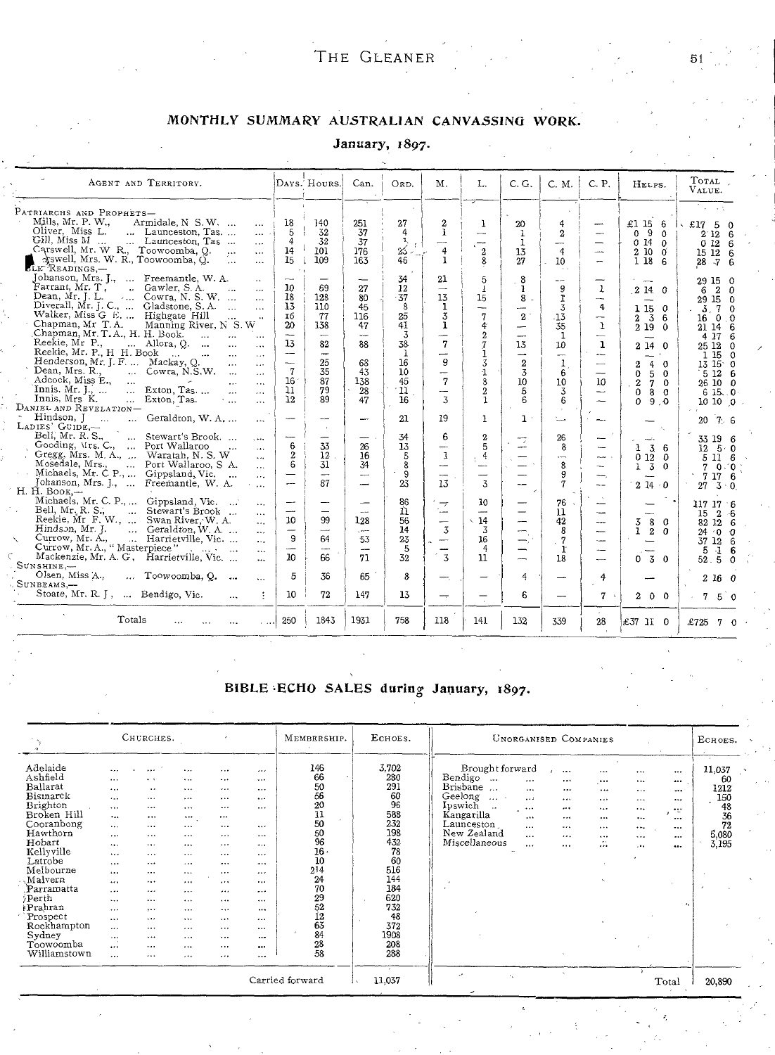## MONTHLY SUMMARY AUSTRALIAN CANVASSING WORK.

### January, 1897.

| Agent and Territory. | Days. | Hours. | Can. | Ord. | M. | L. | C. G. | C. M. | C. P. | Helps. | Total Value. |
|---|---|---|---|---|---|---|---|---|---|---|---|
| Patriarchs and Prophets— | | | | | | | | | | | |
| Mills, Mr. P. W., Armidale, N. S. W. ... | 18 | 140 | 251 | 27 | 2 | 1 | 20 | 4 | — | £1 15 6 | £17 5 0 |
| Oliver, Miss L. ... Launceston, Tas. ... | 5 | 32 | 37 | 4 | 1 | — | 1 | 2 | — | 0 9 0 | 2 12 6 |
| Gill, Miss M ... ... Launceston, Tas ... | 4 | 32 | 37 | 1 | — | — | 1 | — | — | 0 14 0 | 0 12 6 |
| Carswell, Mr. W R., Toowoomba, Q. ... | 14 | 101 | 176 | 23 | 4 | 2 | 13 | 4 | — | 2 10 0 | 15 12 6 |
| Carswell, Mrs. W. R., Toowoomba, Q. ... | 15 | 109 | 163 | 46 | 1 | 8 | 27 | 10 | — | 1 18 6 | 28 7 6 |
| Bible Readings,— | | | | | | | | | | | |
| Johanson, Mrs. J., ... Freemantle, W. A. | — | — | — | 34 | 21 | 5 | 8 | — | — | — | 29 15 0 |
| Farrant, Mr. T., .. Gawler, S. A. ... | 10 | 69 | 27 | 12 | — | 1 | 1 | 9 | 1 | 2 14 0 | 6 2 0 |
| Dean, Mr. J. L. ... Cowra, N. S. W. ... | 18 | 128 | 80 | 37 | 13 | 15 | 8 | 1 | — | — | 29 15 0 |
| Diverall, Mr. J. C., ... Gladstone, S. A. ... | 13 | 110 | 45 | 8 | 1 | — | — | 3 | 4 | 1 15 0 | 3 7 0 |
| Walker, Miss G. E. ... Highgate Hill ... | 16 | 77 | 116 | 25 | 3 | 7 | 2 | 13 | — | 2 3 6 | 16 0 0 |
| Chapman, Mr T. A. Manning River, N. S. W. | 20 | 138 | 47 | 41 | 1 | 4 | — | 35 | 1 | 2 19 0 | 21 14 6 |
| Chapman, Mr. T. A., H. H. Book. ... | — | — | — | 3 | — | 2 | — | 1 | — | — | 4 17 6 |
| Reekie, Mr P., ... Allora, Q. ... | 13 | 82 | 88 | 38 | 7 | 7 | 13 | 10 | 1 | 2 14 0 | 25 12 0 |
| Reekie, Mr. P., H H. Book ... | — | — | — | 1 | — | 1 | — | — | — | — | 1 15 0 |
| Henderson, Mr. J. F. ... Mackay, Q. ... | — | 25 | 68 | 16 | 9 | 3 | 2 | 1 | — | 2 4 0 | 13 15 0 |
| Dean, Mrs. R., ... Cowra, N.S.W. ... | 7 | 35 | 43 | 10 | — | 1 | 3 | 6 | — | 0 5 0 | 5 12 6 |
| Adcock, Miss E., ... | 16 | 87 | 138 | 45 | 7 | 8 | 10 | 10 | 10 | 2 7 0 | 26 10 0 |
| Innis. Mr. J., ... ... Exton, Tas. ... | 11 | 79 | 28 | 11 | — | 2 | 5 | 3 | — | 0 8 0 | 6 15 0 |
| Innis, Mrs K. ... Exton, Tas. ... | 12 | 89 | 47 | 16 | 3 | 1 | 6 | 6 | — | 0 9 0 | 10 10 0 |
| Daniel and Revelation— | | | | | | | | | | | |
| Hindson, J ... ... Geraldton, W. A. ... | — | — | — | 21 | 19 | 1 | 1 | — | — | — | 20 7 6 |
| Ladies' Guide,— | | | | | | | | | | | |
| Bell, Mr. R. S., ... Stewart's Brook. ... | — | — | — | 34 | 6 | 2 | — | 26 | — | — | 33 19 6 |
| Gooding, Mrs. C., ... Port Wallaroo ... | 6 | 33 | 26 | 13 | — | 5 | — | 8 | — | 1 3 6 | 12 5 0 |
| Gregg, Mrs. M. A., ... Waratah, N. S. W | 2 | 12 | 16 | 5 | 1 | 4 | — | — | — | 0 12 0 | 5 11 6 |
| Mosedale, Mrs., ... Port Wallaroo, S A. | 6 | 31 | 34 | 8 | — | — | — | 8 | — | 1 3 0 | 7 0 0 |
| Michaels, Mr. C P., ... Gippsland, Vic. ... | — | — | — | 9 | — | — | — | 9 | — | — | 7 17 6 |
| Johanson, Mrs. J., ... Freemantle, W. A. ... | — | 87 | — | 23 | 13 | 3 | — | 7 | — | 2 14 0 | 27 3 0 |
| H. H. Book,— | | | | | | | | | | | |
| Michaels, Mr. C. P., ... Gippsland, Vic. ... | — | — | — | 86 | — | 10 | — | 76 | — | — | 117 17 6 |
| Bell, Mr. R. S., ... Stewart's Brook ... | — | — | — | 11 | — | — | — | 11 | — | — | 15 2 6 |
| Reekie, Mr F. W., ... Swan River, W. A. | 10 | 99 | 128 | 56 | — | 14 | — | 42 | — | 3 8 0 | 82 12 6 |
| Hindson, Mr. J. ... Geraldton, W. A. ... | — | — | — | 14 | 3 | 3 | — | 8 | — | 1 2 0 | 24 0 0 |
| Currow, Mr. A., ... Harrietville, Vic. ... | 9 | 64 | 53 | 23 | — | 16 | — | 7 | — | — | 37 12 6 |
| Currow, Mr. A., "Masterpiece" ... | — | — | — | 5 | — | 4 | — | 1 | — | — | 5 1 6 |
| Mackenzie, Mr. A. G., Harrietville, Vic. ... | 10 | 66 | 71 | 32 | 3 | 11 | — | 18 | — | 0 3 0 | 52 5 0 |
| Sunshine,— | | | | | | | | | | | |
| Olsen, Miss A., ... Toowoomba, Q. ... | 5 | 36 | 65 | 8 | — | — | 4 | — | 4 | — | 2 16 0 |
| Sunbeams,— | | | | | | | | | | | |
| Stoate, Mr. R. J., ... Bendigo, Vic. ... | 10 | 72 | 147 | 13 | — | — | 6 | — | 7 | 2 0 0 | 7 5 0 |
| Totals ... ... ... | 250 | 1843 | 1931 | 758 | 118 | 141 | 132 | 339 | 28 | £37 11 0 | £725 7 0 |

## BIBLE ECHO SALES during January, 1897.

| Churches. | Membership. | Echoes. | Unorganised Companies | Echoes. |
|---|---|---|---|---|
| Adelaide | 146 | 3,702 | Brought forward | 11,037 |
| Ashfield | 66 | 280 | Bendigo | 60 |
| Ballarat | 50 | 291 | Brisbane | 1212 |
| Bismarck | 56 | 60 | Geelong | 150 |
| Brighton | 20 | 96 | Ipswich | 48 |
| Broken Hill | 11 | 588 | Kangarilla | 36 |
| Cooranbong | 50 | 232 | Launceston | 72 |
| Hawthorn | 50 | 198 | New Zealand | 5,080 |
| Hobart | 96 | 432 | Miscellaneous | 3,195 |
| Kellyville | 16 | 78 | | |
| Latrobe | 10 | 60 | | |
| Melbourne | 214 | 516 | | |
| Malvern | 24 | 144 | | |
| Parramatta | 70 | 184 | | |
| Perth | 29 | 620 | | |
| Prahran | 52 | 732 | | |
| Prospect | 12 | 48 | | |
| Rockhampton | 65 | 372 | | |
| Sydney | 84 | 1908 | | |
| Toowoomba | 28 | 208 | | |
| Williamstown | 58 | 288 | | |
| Carried forward | | 11,037 | Total | 20,890 |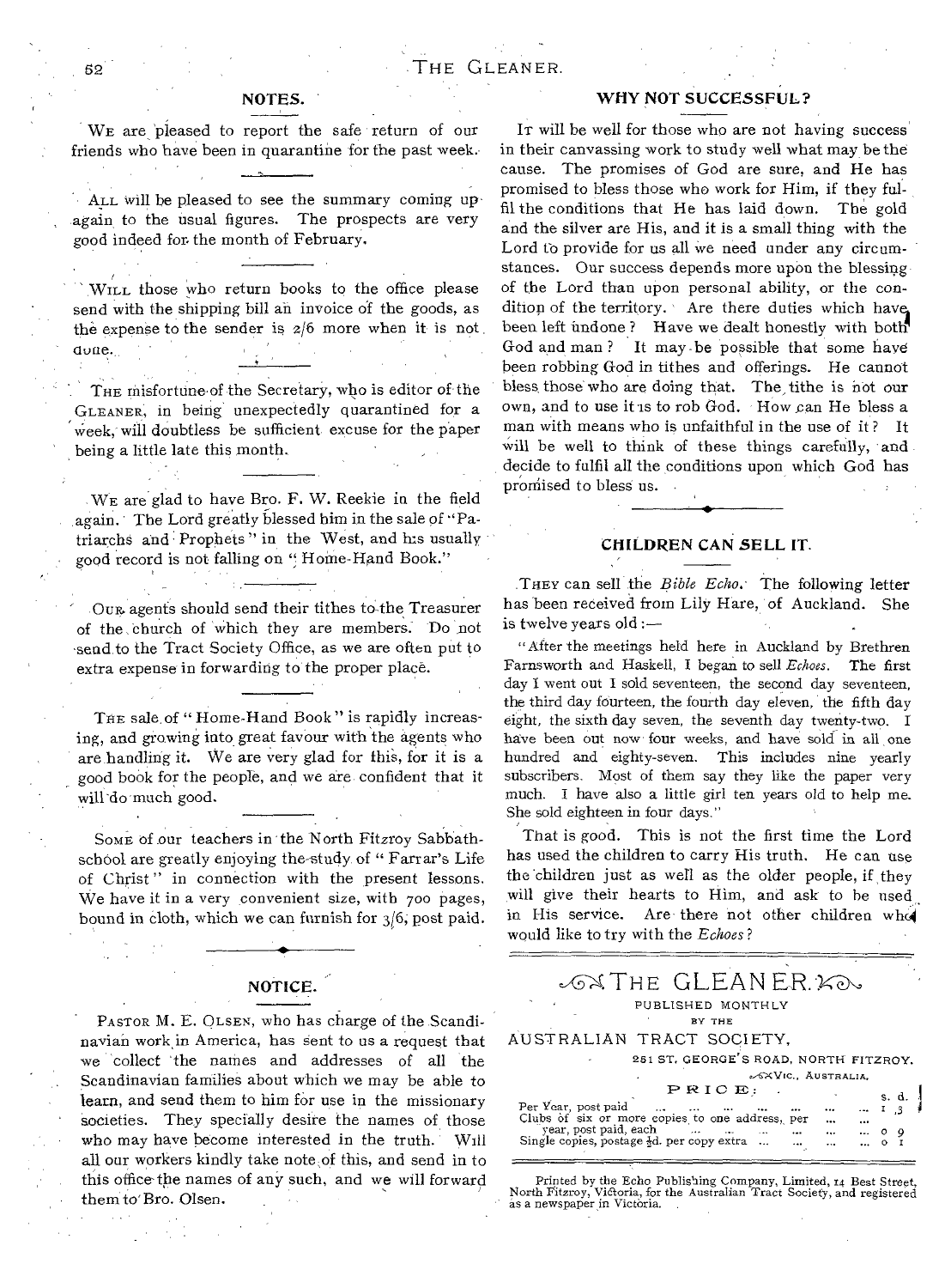## NOTES.

WE are pleased to report the safe return of our friends who have been in quarantine for the past week.

ALL will be pleased to see the summary coming up again to the usual figures. The prospects are very good indeed for the month of February.

WILL those who return books to the office please send with the shipping bill an invoice of the goods, as the expense to the sender is 2/6 more when it is not done.

THE misfortune of the Secretary, who is editor of the GLEANER, in being unexpectedly quarantined for a week, will doubtless be sufficient excuse for the paper being a little late this month.

WE are glad to have Bro. F. W. Reekie in the field again. The Lord greatly blessed him in the sale of "Patriarchs and Prophets" in the West, and his usually good record is not falling on "Home-Hand Book."

OUR agents should send their tithes to the Treasurer of the church of which they are members. Do not send to the Tract Society Office, as we are often put to extra expense in forwarding to the proper place.

THE sale of "Home-Hand Book" is rapidly increasing, and growing into great favour with the agents who are handling it. We are very glad for this, for it is a good book for the people, and we are confident that it will do much good.

SOME of our teachers in the North Fitzroy Sabbath-school are greatly enjoying the study of "Farrar's Life of Christ" in connection with the present lessons. We have it in a very convenient size, with 700 pages, bound in cloth, which we can furnish for 3/6, post paid.

## NOTICE.

PASTOR M. E. OLSEN, who has charge of the Scandinavian work in America, has sent to us a request that we collect the names and addresses of all the Scandinavian families about which we may be able to learn, and send them to him for use in the missionary societies. They specially desire the names of those who may have become interested in the truth. Will all our workers kindly take note of this, and send in to this office the names of any such, and we will forward them to Bro. Olsen.

## WHY NOT SUCCESSFUL?

IT will be well for those who are not having success in their canvassing work to study well what may be the cause. The promises of God are sure, and He has promised to bless those who work for Him, if they fulfil the conditions that He has laid down. The gold and the silver are His, and it is a small thing with the Lord to provide for us all we need under any circumstances. Our success depends more upon the blessing of the Lord than upon personal ability, or the condition of the territory. Are there duties which have been left undone? Have we dealt honestly with both God and man? It may be possible that some have been robbing God in tithes and offerings. He cannot bless those who are doing that. The tithe is not our own, and to use it is to rob God. How can He bless a man with means who is unfaithful in the use of it? It will be well to think of these things carefully, and decide to fulfil all the conditions upon which God has promised to bless us.

## CHILDREN CAN SELL IT.

THEY can sell the *Bible Echo*. The following letter has been received from Lily Hare, of Auckland. She is twelve years old:—

"After the meetings held here in Auckland by Brethren Farnsworth and Haskell, I began to sell *Echoes*. The first day I went out I sold seventeen, the second day seventeen, the third day fourteen, the fourth day eleven, the fifth day eight, the sixth day seven, the seventh day twenty-two. I have been out now four weeks, and have sold in all one hundred and eighty-seven. This includes nine yearly subscribers. Most of them say they like the paper very much. I have also a little girl ten years old to help me. She sold eighteen in four days."

That is good. This is not the first time the Lord has used the children to carry His truth. He can use the children just as well as the older people, if they will give their hearts to Him, and ask to be used in His service. Are there not other children who would like to try with the *Echoes*?

## THE GLEANER.

PUBLISHED MONTHLY
BY THE
AUSTRALIAN TRACT SOCIETY,
251 ST. GEORGE'S ROAD, NORTH FITZROY.
VIC., AUSTRALIA.

PRICE:

| | s. | d. |
|---|---|---|
| Per Year, post paid ... | 1 | 3 |
| Clubs of six or more copies to one address, per year, post paid, each ... | 0 | 9 |
| Single copies, postage ½d. per copy extra ... | 0 | 1 |

Printed by the Echo Publishing Company, Limited, 14 Best Street, North Fitzroy, Victoria, for the Australian Tract Society, and registered as a newspaper in Victoria.